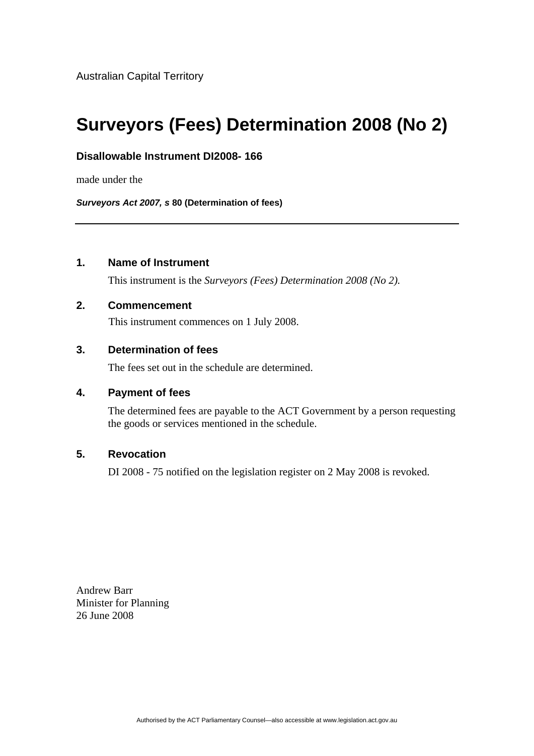Australian Capital Territory

# Surveyors (Fees) Determination 2008 (No 2)

**Disallowable Instrument DI2008- 166**

made under the

***Surveyors Act 2007, s* 80 (Determination of fees)**

---

## 1. Name of Instrument

This instrument is the *Surveyors (Fees) Determination 2008 (No 2).*

## 2. Commencement

This instrument commences on 1 July 2008.

## 3. Determination of fees

The fees set out in the schedule are determined.

## 4. Payment of fees

The determined fees are payable to the ACT Government by a person requesting the goods or services mentioned in the schedule.

## 5. Revocation

DI 2008 - 75 notified on the legislation register on 2 May 2008 is revoked.

Andrew Barr
Minister for Planning
26 June 2008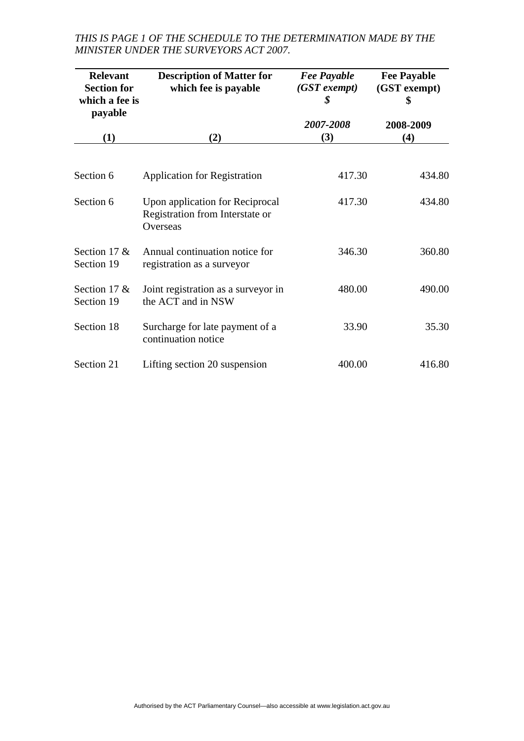*THIS IS PAGE 1 OF THE SCHEDULE TO THE DETERMINATION MADE BY THE MINISTER UNDER THE SURVEYORS ACT 2007.*

| **Relevant Section for which a fee is payable** | **Description of Matter for which fee is payable** | ***Fee Payable (GST exempt) $*** | **Fee Payable (GST exempt) $** |
|---|---|---|---|
| | | ***2007-2008*** | **2008-2009** |
| **(1)** | **(2)** | **(3)** | **(4)** |
| Section 6 | Application for Registration | 417.30 | 434.80 |
| Section 6 | Upon application for Reciprocal Registration from Interstate or Overseas | 417.30 | 434.80 |
| Section 17 & Section 19 | Annual continuation notice for registration as a surveyor | 346.30 | 360.80 |
| Section 17 & Section 19 | Joint registration as a surveyor in the ACT and in NSW | 480.00 | 490.00 |
| Section 18 | Surcharge for late payment of a continuation notice | 33.90 | 35.30 |
| Section 21 | Lifting section 20 suspension | 400.00 | 416.80 |